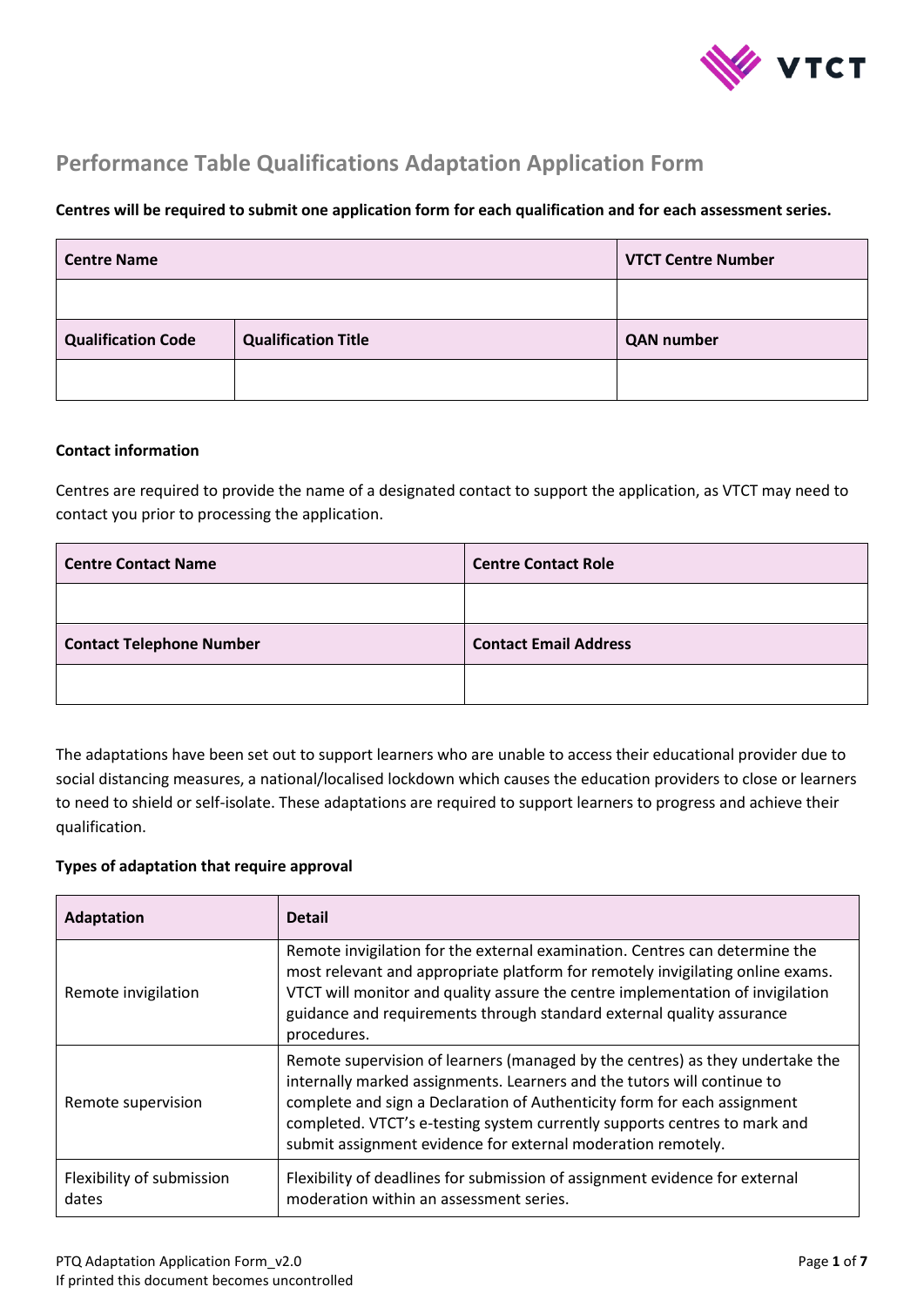# Performance Table Qualifications Adaptation Application Form

**Centres will be required to submit one application form for each qualification and for each assessment series.**

| **Centre Name** | | **VTCT Centre Number** |
|---|---|---|
| | | |
| **Qualification Code** | **Qualification Title** | **QAN number** |
| | | |

**Contact information**

Centres are required to provide the name of a designated contact to support the application, as VTCT may need to contact you prior to processing the application.

| **Centre Contact Name** | **Centre Contact Role** |
|---|---|
| | |
| **Contact Telephone Number** | **Contact Email Address** |
| | |

The adaptations have been set out to support learners who are unable to access their educational provider due to social distancing measures, a national/localised lockdown which causes the education providers to close or learners to need to shield or self-isolate. These adaptations are required to support learners to progress and achieve their qualification.

**Types of adaptation that require approval**

| **Adaptation** | **Detail** |
|---|---|
| Remote invigilation | Remote invigilation for the external examination. Centres can determine the most relevant and appropriate platform for remotely invigilating online exams. VTCT will monitor and quality assure the centre implementation of invigilation guidance and requirements through standard external quality assurance procedures. |
| Remote supervision | Remote supervision of learners (managed by the centres) as they undertake the internally marked assignments. Learners and the tutors will continue to complete and sign a Declaration of Authenticity form for each assignment completed. VTCT's e-testing system currently supports centres to mark and submit assignment evidence for external moderation remotely. |
| Flexibility of submission dates | Flexibility of deadlines for submission of assignment evidence for external moderation within an assessment series. |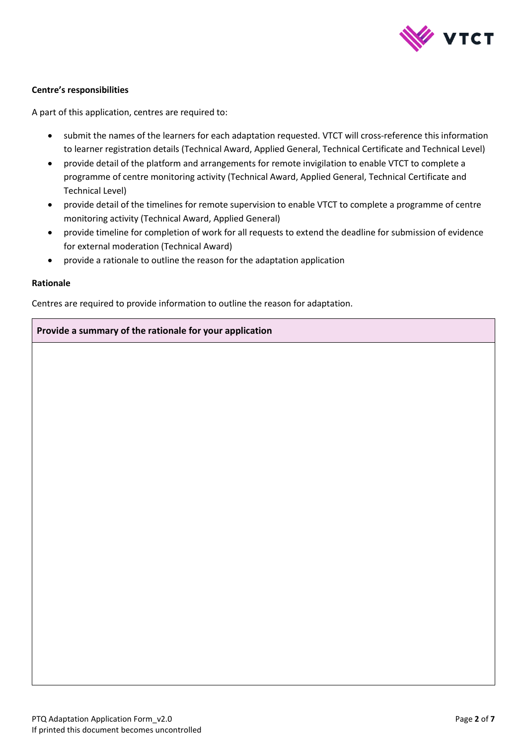**Centre's responsibilities**

A part of this application, centres are required to:

- submit the names of the learners for each adaptation requested. VTCT will cross-reference this information to learner registration details (Technical Award, Applied General, Technical Certificate and Technical Level)
- provide detail of the platform and arrangements for remote invigilation to enable VTCT to complete a programme of centre monitoring activity (Technical Award, Applied General, Technical Certificate and Technical Level)
- provide detail of the timelines for remote supervision to enable VTCT to complete a programme of centre monitoring activity (Technical Award, Applied General)
- provide timeline for completion of work for all requests to extend the deadline for submission of evidence for external moderation (Technical Award)
- provide a rationale to outline the reason for the adaptation application

**Rationale**

Centres are required to provide information to outline the reason for adaptation.

| Provide a summary of the rationale for your application |
| --- |
| |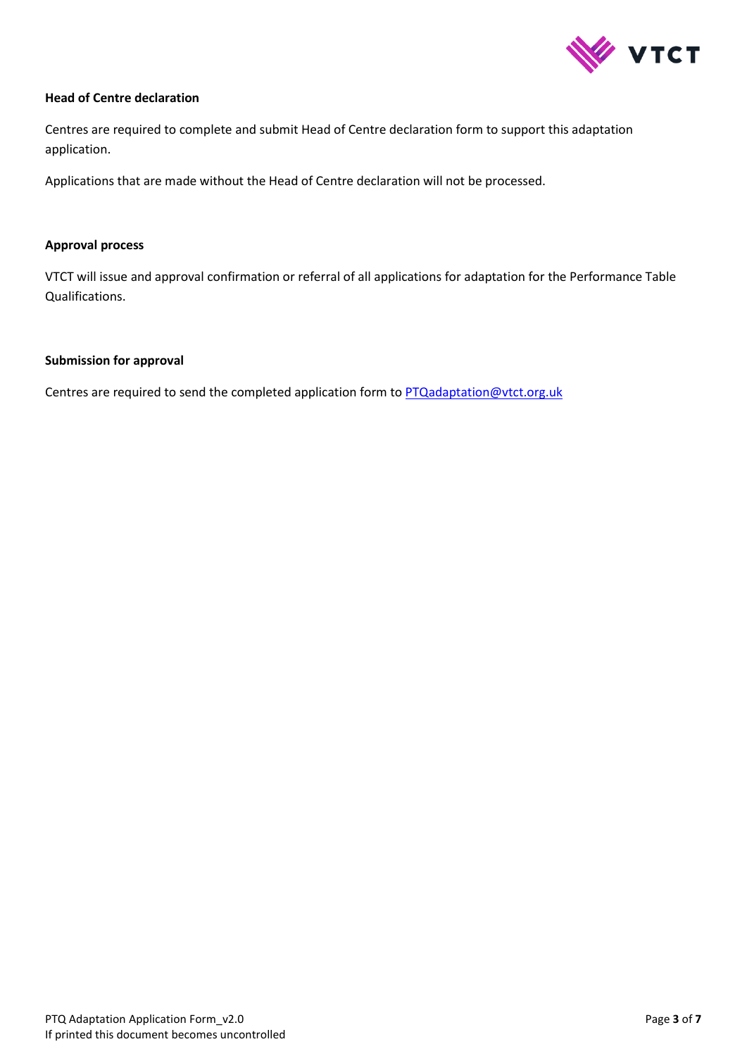**Head of Centre declaration**

Centres are required to complete and submit Head of Centre declaration form to support this adaptation application.

Applications that are made without the Head of Centre declaration will not be processed.

**Approval process**

VTCT will issue and approval confirmation or referral of all applications for adaptation for the Performance Table Qualifications.

**Submission for approval**

Centres are required to send the completed application form to PTQadaptation@vtct.org.uk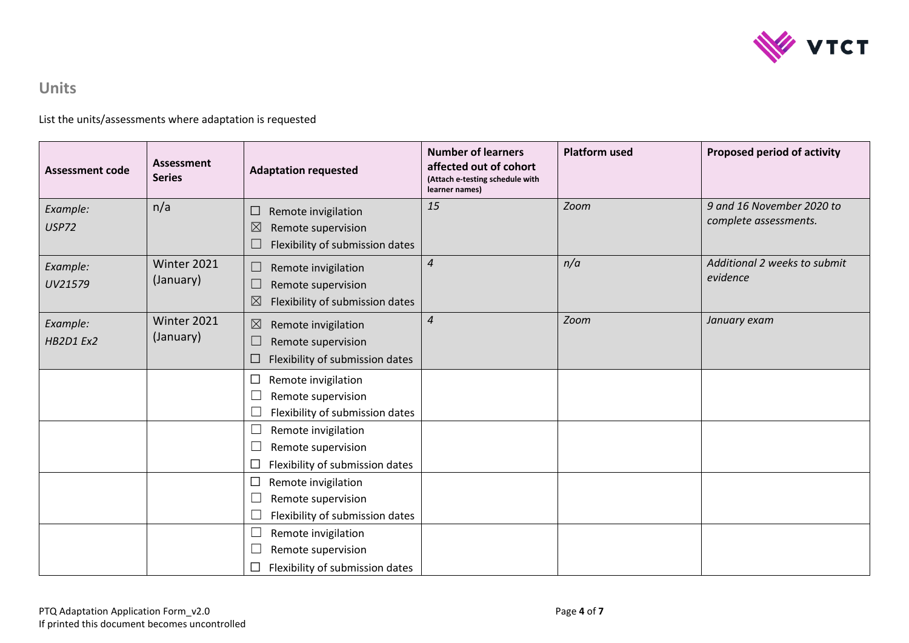## Units

List the units/assessments where adaptation is requested

| Assessment code | Assessment Series | Adaptation requested | Number of learners affected out of cohort (Attach e-testing schedule with learner names) | Platform used | Proposed period of activity |
|---|---|---|---|---|---|
| *Example: USP72* | n/a | ☐ Remote invigilation<br>☒ Remote supervision<br>☐ Flexibility of submission dates | *15* | *Zoom* | *9 and 16 November 2020 to complete assessments.* |
| *Example: UV21579* | Winter 2021 (January) | ☐ Remote invigilation<br>☐ Remote supervision<br>☒ Flexibility of submission dates | *4* | *n/a* | *Additional 2 weeks to submit evidence* |
| *Example: HB2D1 Ex2* | Winter 2021 (January) | ☒ Remote invigilation<br>☐ Remote supervision<br>☐ Flexibility of submission dates | *4* | *Zoom* | *January exam* |
| | | ☐ Remote invigilation<br>☐ Remote supervision<br>☐ Flexibility of submission dates | | | |
| | | ☐ Remote invigilation<br>☐ Remote supervision<br>☐ Flexibility of submission dates | | | |
| | | ☐ Remote invigilation<br>☐ Remote supervision<br>☐ Flexibility of submission dates | | | |
| | | ☐ Remote invigilation<br>☐ Remote supervision<br>☐ Flexibility of submission dates | | | |

PTQ Adaptation Application Form_v2.0
If printed this document becomes uncontrolled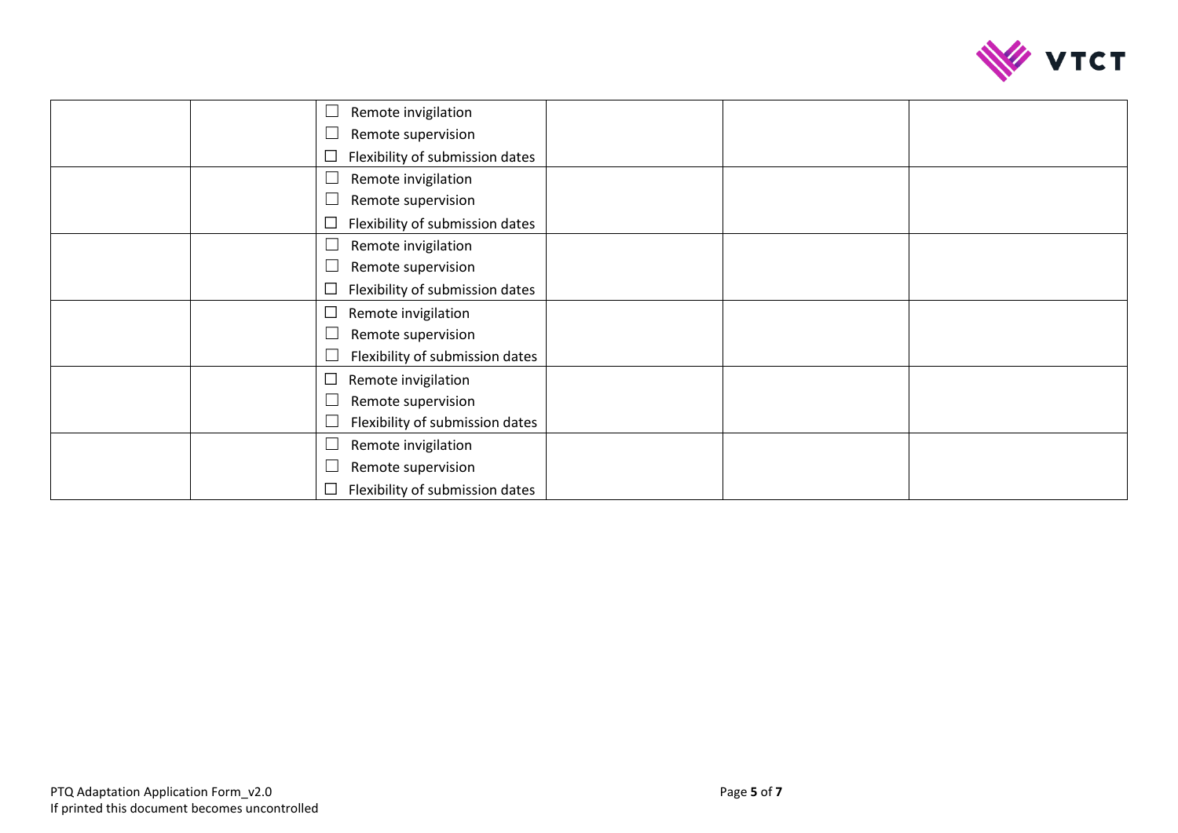| | | | | | |
|---|---|---|---|---|---|
| | | ☐ Remote invigilation<br>☐ Remote supervision<br>☐ Flexibility of submission dates | | | |
| | | ☐ Remote invigilation<br>☐ Remote supervision<br>☐ Flexibility of submission dates | | | |
| | | ☐ Remote invigilation<br>☐ Remote supervision<br>☐ Flexibility of submission dates | | | |
| | | ☐ Remote invigilation<br>☐ Remote supervision<br>☐ Flexibility of submission dates | | | |
| | | ☐ Remote invigilation<br>☐ Remote supervision<br>☐ Flexibility of submission dates | | | |
| | | ☐ Remote invigilation<br>☐ Remote supervision<br>☐ Flexibility of submission dates | | | |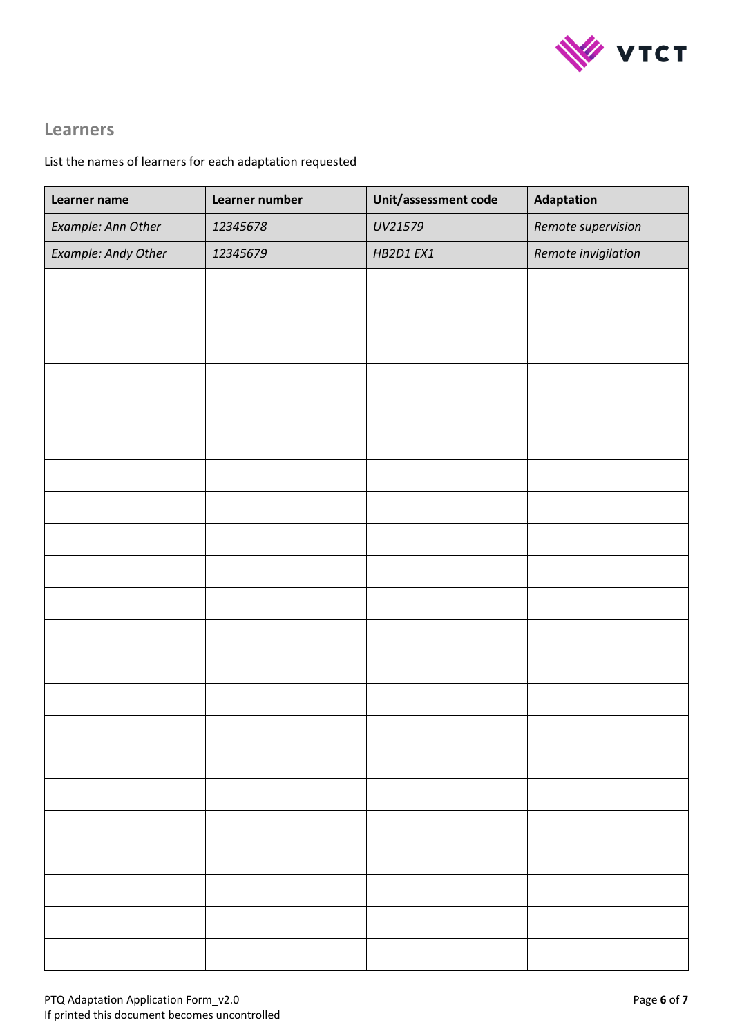## Learners

List the names of learners for each adaptation requested

| Learner name | Learner number | Unit/assessment code | Adaptation |
|---|---|---|---|
| *Example: Ann Other* | *12345678* | *UV21579* | *Remote supervision* |
| *Example: Andy Other* | *12345679* | *HB2D1 EX1* | *Remote invigilation* |
| | | | |
| | | | |
| | | | |
| | | | |
| | | | |
| | | | |
| | | | |
| | | | |
| | | | |
| | | | |
| | | | |
| | | | |
| | | | |
| | | | |
| | | | |
| | | | |
| | | | |
| | | | |
| | | | |
| | | | |
| | | | |
| | | | |

PTQ Adaptation Application Form_v2.0
If printed this document becomes uncontrolled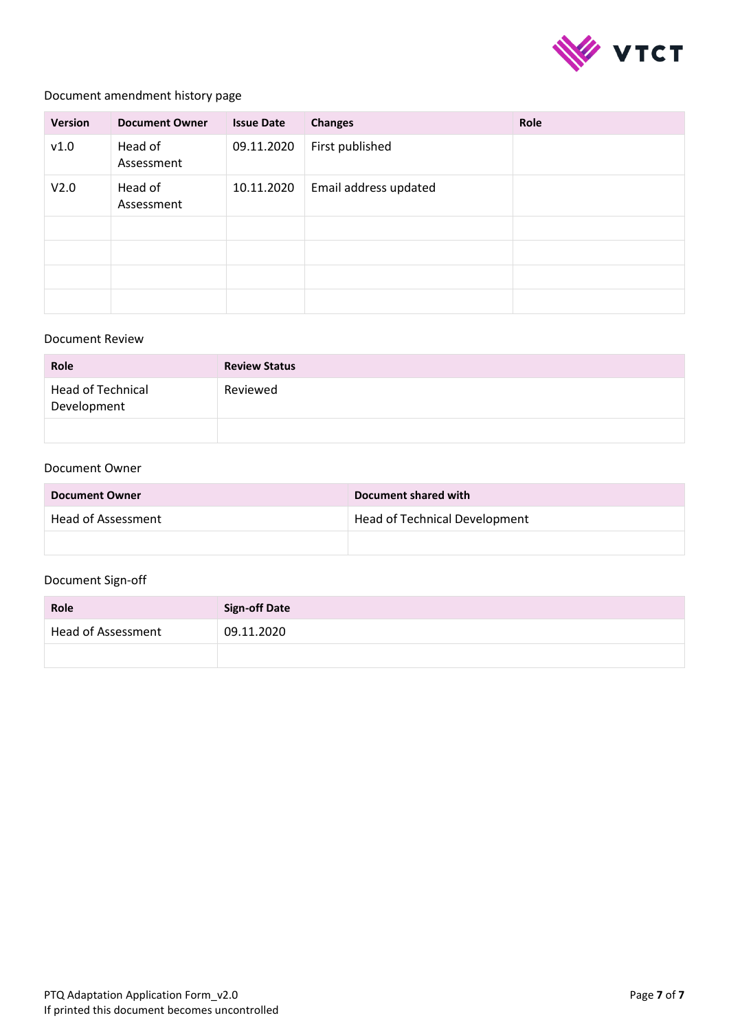Document amendment history page

| Version | Document Owner | Issue Date | Changes | Role |
|---|---|---|---|---|
| v1.0 | Head of Assessment | 09.11.2020 | First published | |
| V2.0 | Head of Assessment | 10.11.2020 | Email address updated | |
| | | | | |
| | | | | |
| | | | | |
| | | | | |

Document Review

| Role | Review Status |
|---|---|
| Head of Technical Development | Reviewed |
| | |

Document Owner

| Document Owner | Document shared with |
|---|---|
| Head of Assessment | Head of Technical Development |
| | |

Document Sign-off

| Role | Sign-off Date |
|---|---|
| Head of Assessment | 09.11.2020 |
| | |